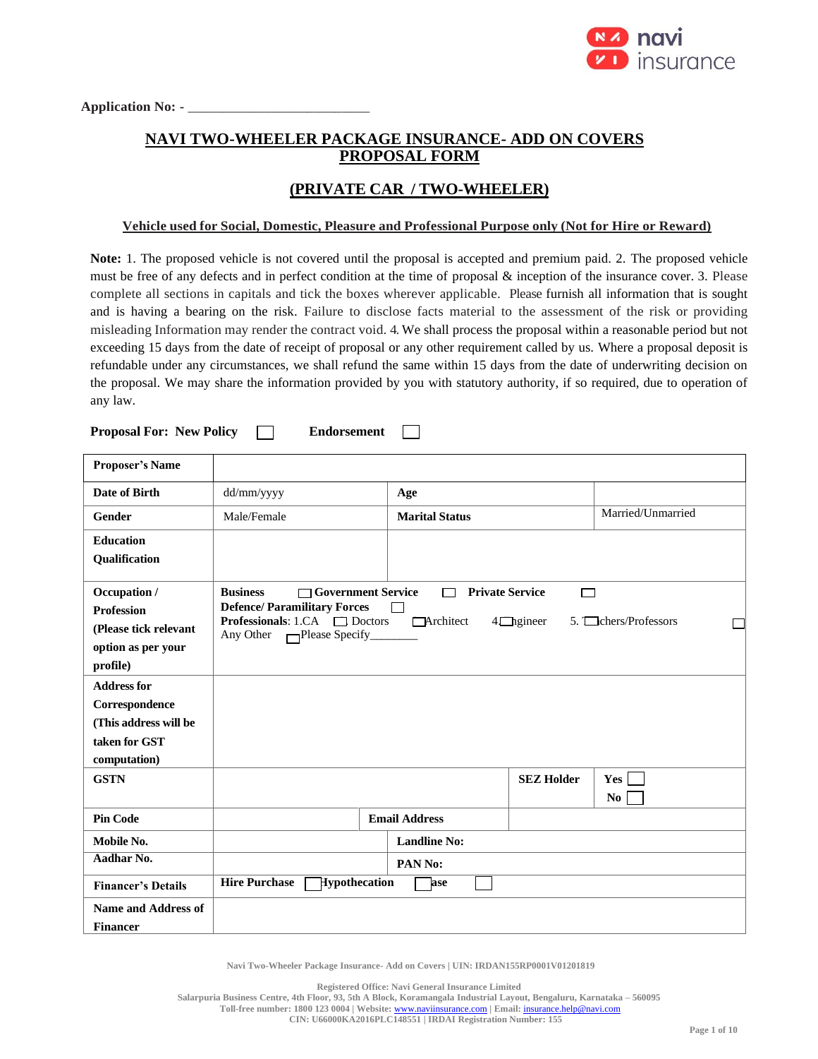Application No: - ___________________________

# NAVI TWO-WHEELER PACKAGE INSURANCE- ADD ON COVERS PROPOSAL FORM

## (PRIVATE CAR / TWO-WHEELER)

**Vehicle used for Social, Domestic, Pleasure and Professional Purpose only (Not for Hire or Reward)**

**Note:** 1. The proposed vehicle is not covered until the proposal is accepted and premium paid. 2. The proposed vehicle must be free of any defects and in perfect condition at the time of proposal & inception of the insurance cover. 3. Please complete all sections in capitals and tick the boxes wherever applicable. Please furnish all information that is sought and is having a bearing on the risk. Failure to disclose facts material to the assessment of the risk or providing misleading Information may render the contract void. 4. We shall process the proposal within a reasonable period but not exceeding 15 days from the date of receipt of proposal or any other requirement called by us. Where a proposal deposit is refundable under any circumstances, we shall refund the same within 15 days from the date of underwriting decision on the proposal. We may share the information provided by you with statutory authority, if so required, due to operation of any law.

**Proposal For: New Policy** ☐ **Endorsement** ☐

| | | | |
|---|---|---|---|
| **Proposer's Name** | | | |
| **Date of Birth** | dd/mm/yyyy | **Age** | |
| **Gender** | Male/Female | **Marital Status** | Married/Unmarried |
| **Education Qualification** | | | |
| **Occupation / Profession (Please tick relevant option as per your profile)** | **Business** ☐ **Government Service** ☐ **Private Service** ☐ **Defence/ Paramilitary Forces** ☐ **Professionals**: 1.CA ☐ Doctors ☐ Architect 4. ☐ Engineer 5. ☐ Teachers/Professors ☐ Any Other ☐ Please Specify________ | | |
| **Address for Correspondence (This address will be taken for GST computation)** | | | |
| **GSTN** | | **SEZ Holder** | **Yes** ☐ **No** ☐ |
| **Pin Code** | | **Email Address** | |
| **Mobile No.** | | **Landline No:** | |
| **Aadhar No.** | | **PAN No:** | |
| **Financer's Details** | **Hire Purchase** ☐ **Hypothecation** ☐ **Lease** ☐ | | |
| **Name and Address of Financer** | | | |

Navi Two-Wheeler Package Insurance- Add on Covers | UIN: IRDAN155RP0001V01201819

Registered Office: Navi General Insurance Limited
Salarpuria Business Centre, 4th Floor, 93, 5th A Block, Koramangala Industrial Layout, Bengaluru, Karnataka – 560095
Toll-free number: 1800 123 0004 | Website: www.naviinsurance.com | Email: insurance.help@navi.com
CIN: U66000KA2016PLC148551 | IRDAI Registration Number: 155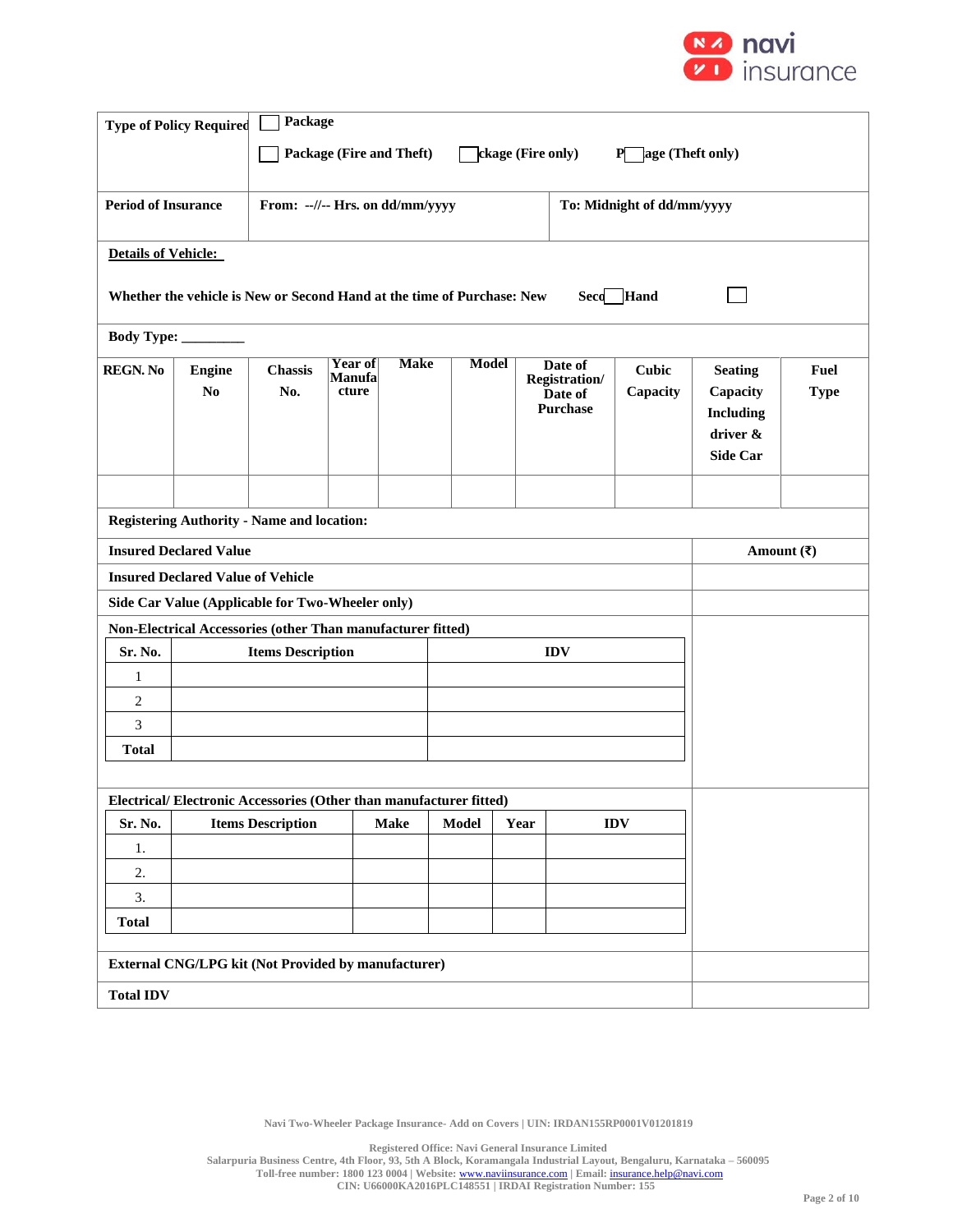| Type of Policy Required | ☐ Package<br>☐ Package (Fire and Theft) ☐ Package (Fire only) ☐ Package (Theft only) |
|---|---|

| Period of Insurance | From: --//-- Hrs. on dd/mm/yyyy | To: Midnight of dd/mm/yyyy |
|---|---|---|

**Details of Vehicle:**

Whether the vehicle is New or Second Hand at the time of Purchase: New ☐ Second Hand ☐

Body Type: ________

| REGN. No | Engine No | Chassis No. | Year of Manufacture | Make | Model | Date of Registration/ Date of Purchase | Cubic Capacity | Seating Capacity Including driver & Side Car | Fuel Type |
|---|---|---|---|---|---|---|---|---|---|
| | | | | | | | | | |

Registering Authority - Name and location:

| Insured Declared Value | Amount (₹) |
|---|---|
| Insured Declared Value of Vehicle | |
| Side Car Value (Applicable for Two-Wheeler only) | |
| Non-Electrical Accessories (other Than manufacturer fitted) | |

| Sr. No. | Items Description | IDV |
|---|---|---|
| 1 | | |
| 2 | | |
| 3 | | |
| Total | | |

Electrical/ Electronic Accessories (Other than manufacturer fitted)

| Sr. No. | Items Description | Make | Model | Year | IDV |
|---|---|---|---|---|---|
| 1. | | | | | |
| 2. | | | | | |
| 3. | | | | | |
| Total | | | | | |

| | Amount (₹) |
|---|---|
| External CNG/LPG kit (Not Provided by manufacturer) | |
| Total IDV | |

Navi Two-Wheeler Package Insurance- Add on Covers | UIN: IRDAN155RP0001V01201819

Registered Office: Navi General Insurance Limited
Salarpuria Business Centre, 4th Floor, 93, 5th A Block, Koramangala Industrial Layout, Bengaluru, Karnataka – 560095
Toll-free number: 1800 123 0004 | Website: www.naviinsurance.com | Email: insurance.help@navi.com
CIN: U66000KA2016PLC148551 | IRDAI Registration Number: 155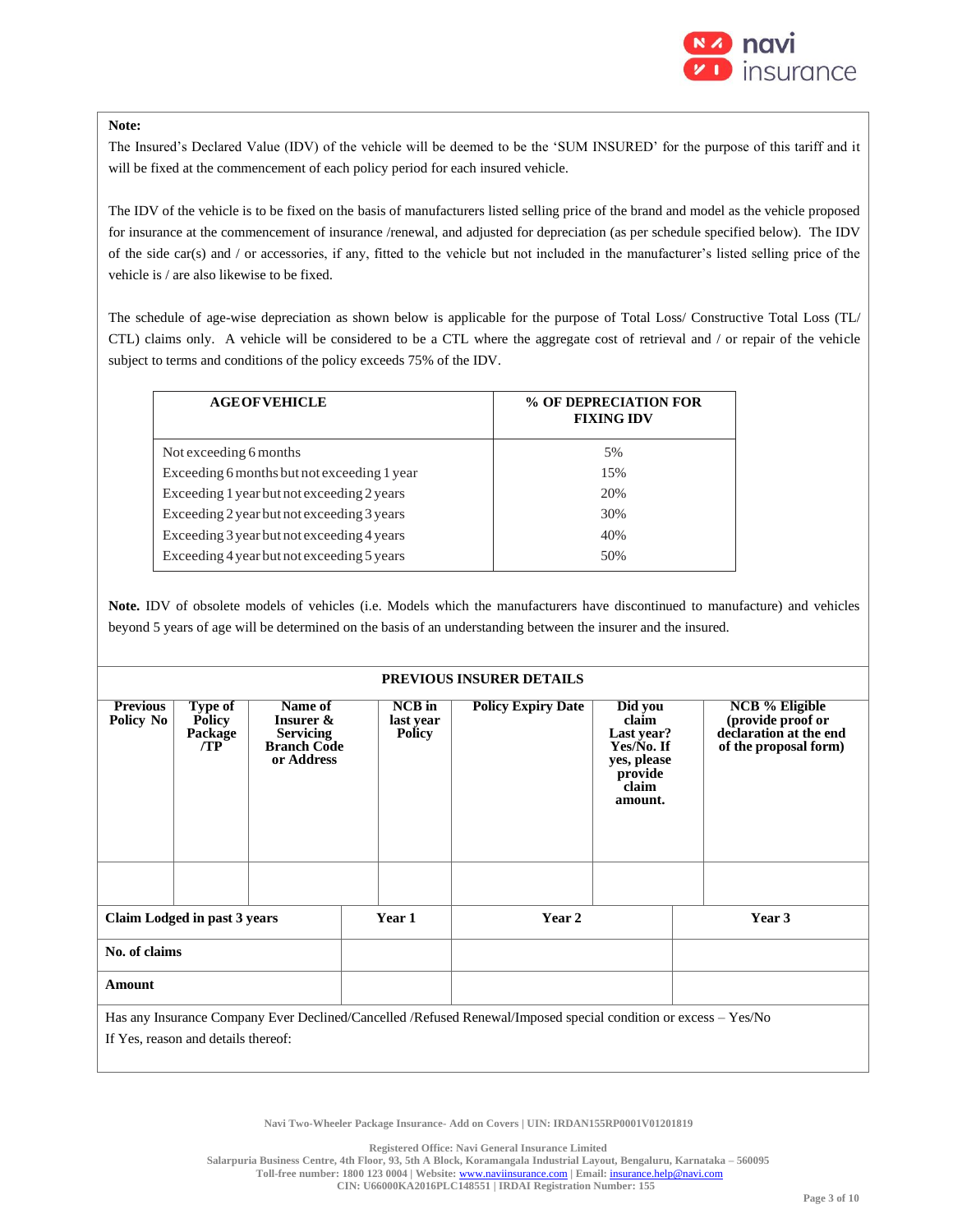**Note:**

The Insured's Declared Value (IDV) of the vehicle will be deemed to be the 'SUM INSURED' for the purpose of this tariff and it will be fixed at the commencement of each policy period for each insured vehicle.

The IDV of the vehicle is to be fixed on the basis of manufacturers listed selling price of the brand and model as the vehicle proposed for insurance at the commencement of insurance /renewal, and adjusted for depreciation (as per schedule specified below). The IDV of the side car(s) and / or accessories, if any, fitted to the vehicle but not included in the manufacturer's listed selling price of the vehicle is / are also likewise to be fixed.

The schedule of age-wise depreciation as shown below is applicable for the purpose of Total Loss/ Constructive Total Loss (TL/ CTL) claims only. A vehicle will be considered to be a CTL where the aggregate cost of retrieval and / or repair of the vehicle subject to terms and conditions of the policy exceeds 75% of the IDV.

| AGE OF VEHICLE | % OF DEPRECIATION FOR FIXING IDV |
|---|---|
| Not exceeding 6 months | 5% |
| Exceeding 6 months but not exceeding 1 year | 15% |
| Exceeding 1 year but not exceeding 2 years | 20% |
| Exceeding 2 year but not exceeding 3 years | 30% |
| Exceeding 3 year but not exceeding 4 years | 40% |
| Exceeding 4 year but not exceeding 5 years | 50% |

**Note.** IDV of obsolete models of vehicles (i.e. Models which the manufacturers have discontinued to manufacture) and vehicles beyond 5 years of age will be determined on the basis of an understanding between the insurer and the insured.

**PREVIOUS INSURER DETAILS**

| Previous Policy No | Type of Policy Package /TP | Name of Insurer & Servicing Branch Code or Address | NCB in last year Policy | Policy Expiry Date | Did you claim Last year? Yes/No. If yes, please provide claim amount. | NCB % Eligible (provide proof or declaration at the end of the proposal form) |
|---|---|---|---|---|---|---|
| | | | | | | |

| Claim Lodged in past 3 years | Year 1 | Year 2 | Year 3 |
|---|---|---|---|
| No. of claims | | | |
| Amount | | | |

Has any Insurance Company Ever Declined/Cancelled /Refused Renewal/Imposed special condition or excess – Yes/No

If Yes, reason and details thereof:

Navi Two-Wheeler Package Insurance- Add on Covers | UIN: IRDAN155RP0001V01201819

Registered Office: Navi General Insurance Limited
Salarpuria Business Centre, 4th Floor, 93, 5th A Block, Koramangala Industrial Layout, Bengaluru, Karnataka – 560095
Toll-free number: 1800 123 0004 | Website: www.naviinsurance.com | Email: insurance.help@navi.com
CIN: U66000KA2016PLC148551 | IRDAI Registration Number: 155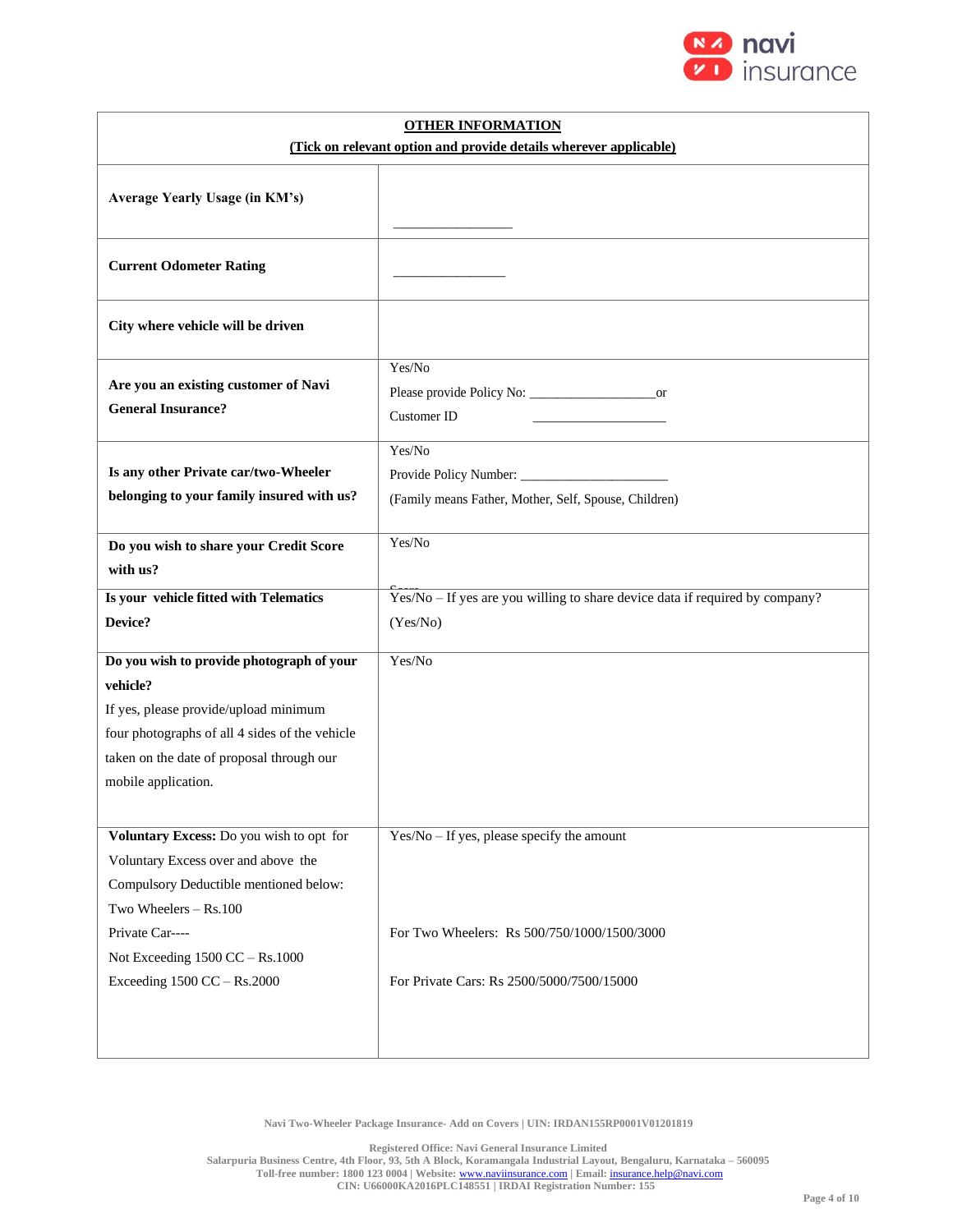| **OTHER INFORMATION** **(Tick on relevant option and provide details wherever applicable)** | |
|---|---|
| **Average Yearly Usage (in KM's)** | _________________ |
| **Current Odometer Rating** | ________________ |
| **City where vehicle will be driven** | |
| **Are you an existing customer of Navi General Insurance?** | Yes/No<br>Please provide Policy No: __________________or<br>Customer ID ___________________ |
| **Is any other Private car/two-Wheeler belonging to your family insured with us?** | Yes/No<br>Provide Policy Number: _____________________<br>(Family means Father, Mother, Self, Spouse, Children) |
| **Do you wish to share your Credit Score with us?** | Yes/No<br>Score |
| **Is your vehicle fitted with Telematics Device?** | Yes/No – If yes are you willing to share device data if required by company? (Yes/No) |
| **Do you wish to provide photograph of your vehicle?**<br>If yes, please provide/upload minimum four photographs of all 4 sides of the vehicle taken on the date of proposal through our mobile application. | Yes/No |
| **Voluntary Excess:** Do you wish to opt for Voluntary Excess over and above the Compulsory Deductible mentioned below:<br>Two Wheelers – Rs.100<br>Private Car----<br>Not Exceeding 1500 CC – Rs.1000<br>Exceeding 1500 CC – Rs.2000 | Yes/No – If yes, please specify the amount<br>For Two Wheelers: Rs 500/750/1000/1500/3000<br>For Private Cars: Rs 2500/5000/7500/15000 |

**Navi Two-Wheeler Package Insurance- Add on Covers | UIN: IRDAN155RP0001V01201819**

**Registered Office: Navi General Insurance Limited**
**Salarpuria Business Centre, 4th Floor, 93, 5th A Block, Koramangala Industrial Layout, Bengaluru, Karnataka – 560095**
**Toll-free number: 1800 123 0004 | Website: www.naviinsurance.com | Email: insurance.help@navi.com**
**CIN: U66000KA2016PLC148551 | IRDAI Registration Number: 155**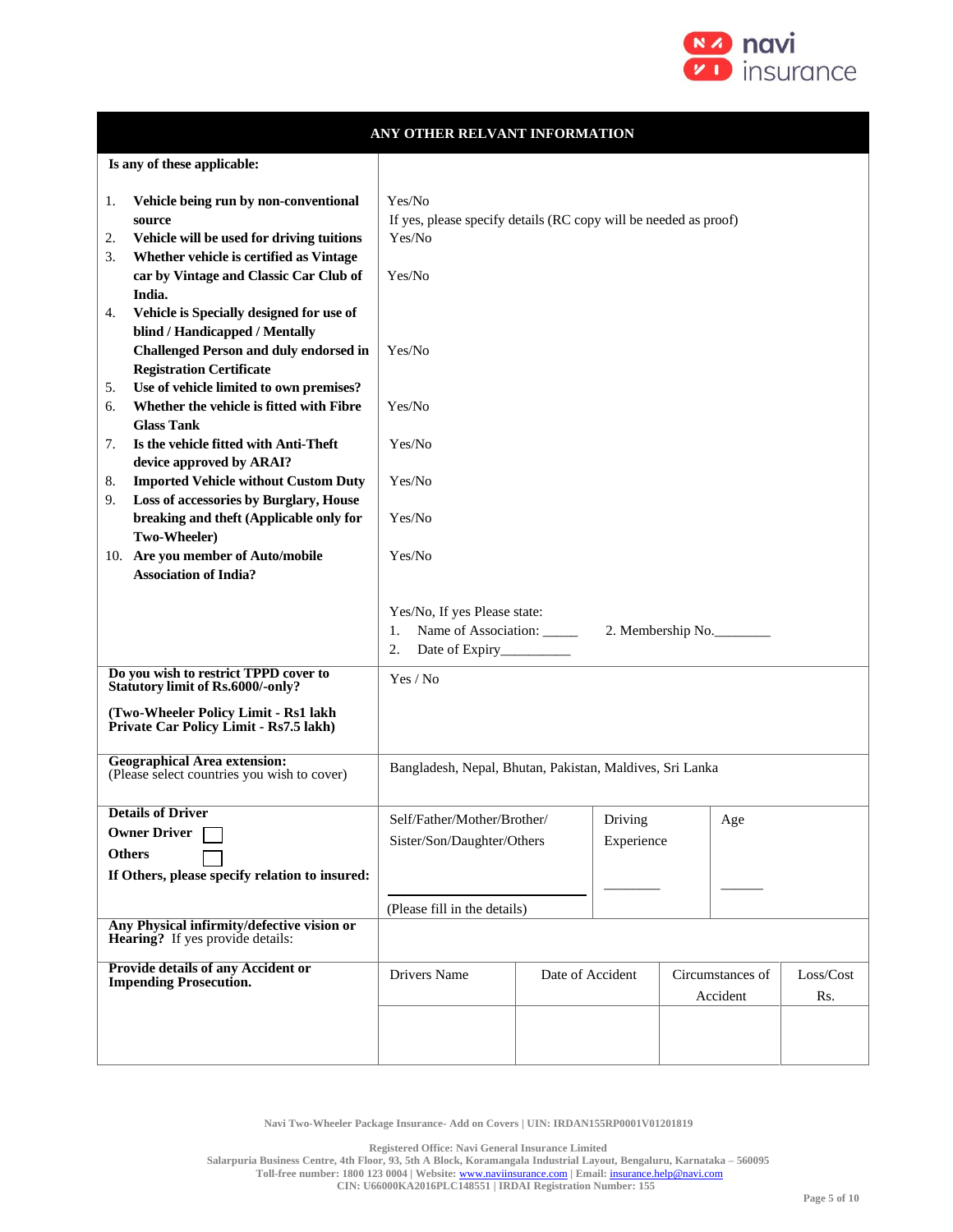## ANY OTHER RELVANT INFORMATION

| **Is any of these applicable:** | |
|---|---|
| 1. **Vehicle being run by non-conventional source** | Yes/No<br>If yes, please specify details (RC copy will be needed as proof) |
| 2. **Vehicle will be used for driving tuitions** | Yes/No |
| 3. **Whether vehicle is certified as Vintage car by Vintage and Classic Car Club of India.** | Yes/No |
| 4. **Vehicle is Specially designed for use of blind / Handicapped / Mentally Challenged Person and duly endorsed in Registration Certificate** | Yes/No |
| 5. **Use of vehicle limited to own premises?** | |
| 6. **Whether the vehicle is fitted with Fibre Glass Tank** | Yes/No |
| 7. **Is the vehicle fitted with Anti-Theft device approved by ARAI?** | Yes/No |
| 8. **Imported Vehicle without Custom Duty** | Yes/No |
| 9. **Loss of accessories by Burglary, House breaking and theft (Applicable only for Two-Wheeler)** | Yes/No |
| 10. **Are you member of Auto/mobile Association of India?** | Yes/No |
| | Yes/No, If yes Please state:<br>1. Name of Association: _____ 2. Membership No.________<br>2. Date of Expiry__________ |
| **Do you wish to restrict TPPD cover to Statutory limit of Rs.6000/-only?**<br>**(Two-Wheeler Policy Limit - Rs1 lakh Private Car Policy Limit - Rs7.5 lakh)** | Yes / No |
| **Geographical Area extension:**<br>(Please select countries you wish to cover) | Bangladesh, Nepal, Bhutan, Pakistan, Maldives, Sri Lanka |

| **Details of Driver** | | | |
|---|---|---|---|
| **Owner Driver** ☐<br>**Others** ☐<br>**If Others, please specify relation to insured:** | Self/Father/Mother/Brother/ Sister/Son/Daughter/Others<br>____________________<br>(Please fill in the details) | Driving Experience<br>________ | Age<br>______ |
| **Any Physical infirmity/defective vision or Hearing?** If yes provide details: | | | |

| **Provide details of any Accident or Impending Prosecution.** | Drivers Name | Date of Accident | Circumstances of Accident | Loss/Cost Rs. |
|---|---|---|---|---|
| | | | | |

Navi Two-Wheeler Package Insurance- Add on Covers | UIN: IRDAN155RP0001V01201819

Registered Office: Navi General Insurance Limited
Salarpuria Business Centre, 4th Floor, 93, 5th A Block, Koramangala Industrial Layout, Bengaluru, Karnataka – 560095
Toll-free number: 1800 123 0004 | Website: www.naviinsurance.com | Email: insurance.help@navi.com
CIN: U66000KA2016PLC148551 | IRDAI Registration Number: 155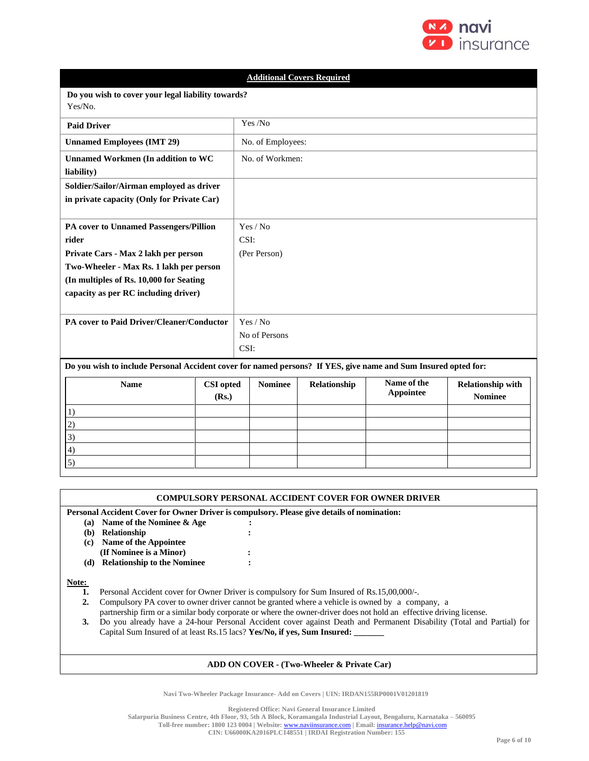## Additional Covers Required

| Do you wish to cover your legal liability towards? Yes/No. | |
|---|---|
| **Paid Driver** | Yes /No |
| **Unnamed Employees (IMT 29)** | No. of Employees: |
| **Unnamed Workmen (In addition to WC liability)** | No. of Workmen: |
| **Soldier/Sailor/Airman employed as driver in private capacity (Only for Private Car)** | |
| **PA cover to Unnamed Passengers/Pillion rider Private Cars - Max 2 lakh per person Two-Wheeler - Max Rs. 1 lakh per person (In multiples of Rs. 10,000 for Seating capacity as per RC including driver)** | Yes / No CSI: (Per Person) |
| **PA cover to Paid Driver/Cleaner/Conductor** | Yes / No No of Persons CSI: |

**Do you wish to include Personal Accident cover for named persons? If YES, give name and Sum Insured opted for:**

| Name | CSI opted (Rs.) | Nominee | Relationship | Name of the Appointee | Relationship with Nominee |
|---|---|---|---|---|---|
| 1) | | | | | |
| 2) | | | | | |
| 3) | | | | | |
| 4) | | | | | |
| 5) | | | | | |

## COMPULSORY PERSONAL ACCIDENT COVER FOR OWNER DRIVER

**Personal Accident Cover for Owner Driver is compulsory. Please give details of nomination:**

- **(a) Name of the Nominee & Age** :
- **(b) Relationship** :
- **(c) Name of the Appointee (If Nominee is a Minor)** :
- **(d) Relationship to the Nominee** :

**Note:**

1. Personal Accident cover for Owner Driver is compulsory for Sum Insured of Rs.15,00,000/-.
2. Compulsory PA cover to owner driver cannot be granted where a vehicle is owned by a company, a partnership firm or a similar body corporate or where the owner-driver does not hold an effective driving license.
3. Do you already have a 24-hour Personal Accident cover against Death and Permanent Disability (Total and Partial) for Capital Sum Insured of at least Rs.15 lacs? **Yes/No, if yes, Sum Insured: _______**

## ADD ON COVER - (Two-Wheeler & Private Car)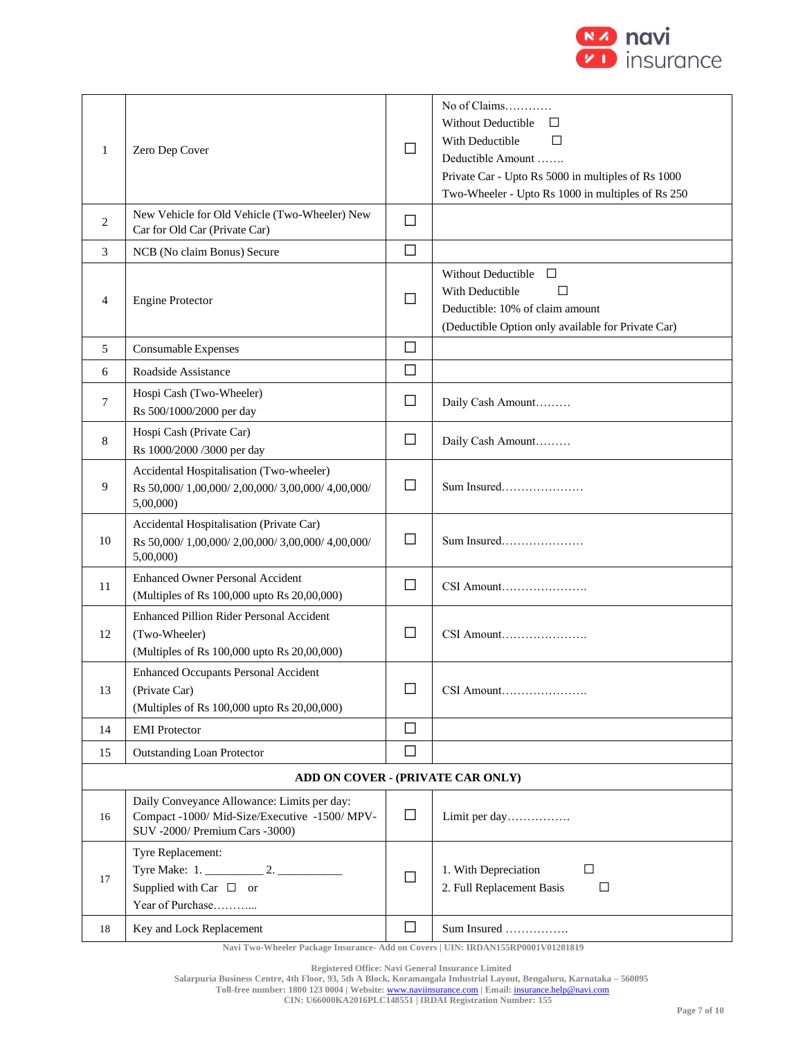| | | | |
|---|---|---|---|
| 1 | Zero Dep Cover | ☐ | No of Claims…………<br>Without Deductible ☐<br>With Deductible ☐<br>Deductible Amount …….<br>Private Car - Upto Rs 5000 in multiples of Rs 1000<br>Two-Wheeler - Upto Rs 1000 in multiples of Rs 250 |
| 2 | New Vehicle for Old Vehicle (Two-Wheeler) New Car for Old Car (Private Car) | ☐ | |
| 3 | NCB (No claim Bonus) Secure | ☐ | |
| 4 | Engine Protector | ☐ | Without Deductible ☐<br>With Deductible ☐<br>Deductible: 10% of claim amount<br>(Deductible Option only available for Private Car) |
| 5 | Consumable Expenses | ☐ | |
| 6 | Roadside Assistance | ☐ | |
| 7 | Hospi Cash (Two-Wheeler)<br>Rs 500/1000/2000 per day | ☐ | Daily Cash Amount……… |
| 8 | Hospi Cash (Private Car)<br>Rs 1000/2000 /3000 per day | ☐ | Daily Cash Amount……… |
| 9 | Accidental Hospitalisation (Two-wheeler)<br>Rs 50,000/ 1,00,000/ 2,00,000/ 3,00,000/ 4,00,000/ 5,00,000) | ☐ | Sum Insured………………… |
| 10 | Accidental Hospitalisation (Private Car)<br>Rs 50,000/ 1,00,000/ 2,00,000/ 3,00,000/ 4,00,000/ 5,00,000) | ☐ | Sum Insured………………… |
| 11 | Enhanced Owner Personal Accident<br>(Multiples of Rs 100,000 upto Rs 20,00,000) | ☐ | CSI Amount…………………. |
| 12 | Enhanced Pillion Rider Personal Accident<br>(Two-Wheeler)<br>(Multiples of Rs 100,000 upto Rs 20,00,000) | ☐ | CSI Amount…………………. |
| 13 | Enhanced Occupants Personal Accident<br>(Private Car)<br>(Multiples of Rs 100,000 upto Rs 20,00,000) | ☐ | CSI Amount…………………. |
| 14 | EMI Protector | ☐ | |
| 15 | Outstanding Loan Protector | ☐ | |
| **ADD ON COVER - (PRIVATE CAR ONLY)** | | | |
| 16 | Daily Conveyance Allowance: Limits per day: Compact -1000/ Mid-Size/Executive -1500/ MPV-SUV -2000/ Premium Cars -3000) | ☐ | Limit per day……………. |
| 17 | Tyre Replacement:<br>Tyre Make: 1. _________ 2. ___________<br>Supplied with Car ☐ or<br>Year of Purchase……….. | ☐ | 1. With Depreciation ☐<br>2. Full Replacement Basis ☐ |
| 18 | Key and Lock Replacement | ☐ | Sum Insured ……………. |

Navi Two-Wheeler Package Insurance- Add on Covers | UIN: IRDAN155RP0001V01201819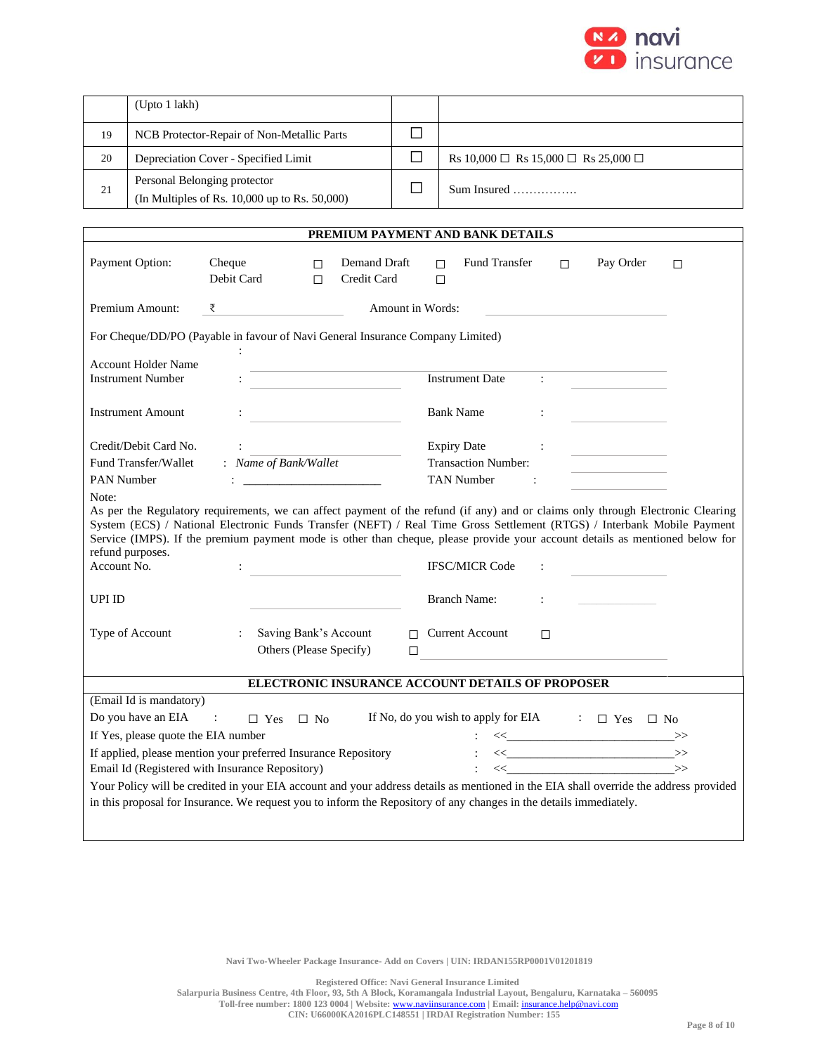|  | (Upto 1 lakh) |  |  |
|---|---|---|---|
| 19 | NCB Protector-Repair of Non-Metallic Parts | ☐ |  |
| 20 | Depreciation Cover - Specified Limit | ☐ | Rs 10,000 ☐ Rs 15,000 ☐ Rs 25,000 ☐ |
| 21 | Personal Belonging protector<br>(In Multiples of Rs. 10,000 up to Rs. 50,000) | ☐ | Sum Insured ……………. |

## PREMIUM PAYMENT AND BANK DETAILS

Payment Option: Cheque ☐ Demand Draft ☐ Fund Transfer ☐ Pay Order ☐
Debit Card ☐ Credit Card ☐

Premium Amount: ₹ ____________ Amount in Words: ____________

For Cheque/DD/PO (Payable in favour of Navi General Insurance Company Limited)

Account Holder Name : ____________

Instrument Number : ____________ Instrument Date : ____________

Instrument Amount : ____________ Bank Name : ____________

Credit/Debit Card No. : ____________ Expiry Date : ____________

Fund Transfer/Wallet : *Name of Bank/Wallet* Transaction Number: ____________

PAN Number : ____________ TAN Number : ____________

Note:
As per the Regulatory requirements, we can affect payment of the refund (if any) and or claims only through Electronic Clearing System (ECS) / National Electronic Funds Transfer (NEFT) / Real Time Gross Settlement (RTGS) / Interbank Mobile Payment Service (IMPS). If the premium payment mode is other than cheque, please provide your account details as mentioned below for refund purposes.

Account No. : ____________ IFSC/MICR Code : ____________

UPI ID ____________ Branch Name: : ____________

Type of Account : Saving Bank's Account ☐ Current Account ☐
Others (Please Specify) ☐ ____________

## ELECTRONIC INSURANCE ACCOUNT DETAILS OF PROPOSER

(Email Id is mandatory)

Do you have an EIA : ☐ Yes ☐ No If No, do you wish to apply for EIA : ☐ Yes ☐ No

If Yes, please quote the EIA number : <<________________________>>

If applied, please mention your preferred Insurance Repository : <<________________________>>

Email Id (Registered with Insurance Repository) : <<________________________>>

Your Policy will be credited in your EIA account and your address details as mentioned in the EIA shall override the address provided in this proposal for Insurance. We request you to inform the Repository of any changes in the details immediately.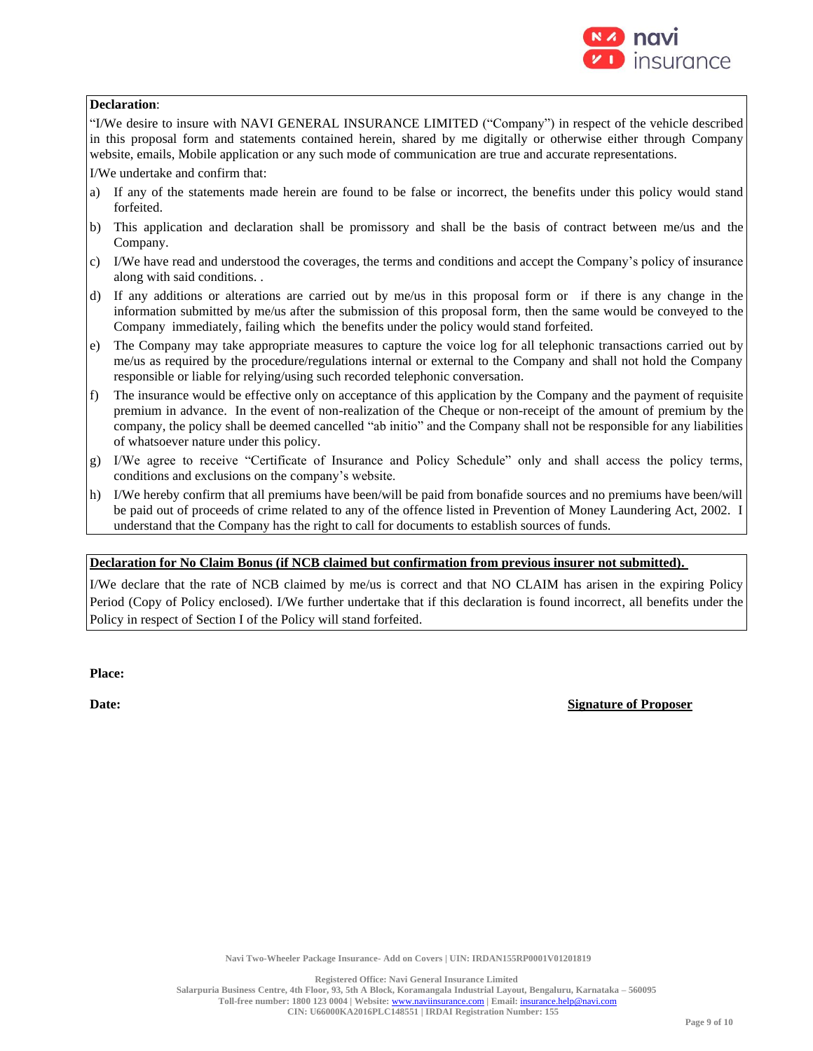**Declaration**:

"I/We desire to insure with NAVI GENERAL INSURANCE LIMITED ("Company") in respect of the vehicle described in this proposal form and statements contained herein, shared by me digitally or otherwise either through Company website, emails, Mobile application or any such mode of communication are true and accurate representations.

I/We undertake and confirm that:

a) If any of the statements made herein are found to be false or incorrect, the benefits under this policy would stand forfeited.
b) This application and declaration shall be promissory and shall be the basis of contract between me/us and the Company.
c) I/We have read and understood the coverages, the terms and conditions and accept the Company's policy of insurance along with said conditions. .
d) If any additions or alterations are carried out by me/us in this proposal form or if there is any change in the information submitted by me/us after the submission of this proposal form, then the same would be conveyed to the Company immediately, failing which the benefits under the policy would stand forfeited.
e) The Company may take appropriate measures to capture the voice log for all telephonic transactions carried out by me/us as required by the procedure/regulations internal or external to the Company and shall not hold the Company responsible or liable for relying/using such recorded telephonic conversation.
f) The insurance would be effective only on acceptance of this application by the Company and the payment of requisite premium in advance. In the event of non-realization of the Cheque or non-receipt of the amount of premium by the company, the policy shall be deemed cancelled "ab initio" and the Company shall not be responsible for any liabilities of whatsoever nature under this policy.
g) I/We agree to receive "Certificate of Insurance and Policy Schedule" only and shall access the policy terms, conditions and exclusions on the company's website.
h) I/We hereby confirm that all premiums have been/will be paid from bonafide sources and no premiums have been/will be paid out of proceeds of crime related to any of the offence listed in Prevention of Money Laundering Act, 2002. I understand that the Company has the right to call for documents to establish sources of funds.

**Declaration for No Claim Bonus (if NCB claimed but confirmation from previous insurer not submitted).**

I/We declare that the rate of NCB claimed by me/us is correct and that NO CLAIM has arisen in the expiring Policy Period (Copy of Policy enclosed). I/We further undertake that if this declaration is found incorrect, all benefits under the Policy in respect of Section I of the Policy will stand forfeited.

**Place:**

**Date:** **Signature of Proposer**

**Navi Two-Wheeler Package Insurance- Add on Covers | UIN: IRDAN155RP0001V01201819**

**Registered Office: Navi General Insurance Limited**
**Salarpuria Business Centre, 4th Floor, 93, 5th A Block, Koramangala Industrial Layout, Bengaluru, Karnataka – 560095**
**Toll-free number: 1800 123 0004 | Website: www.naviinsurance.com | Email: insurance.help@navi.com**
**CIN: U66000KA2016PLC148551 | IRDAI Registration Number: 155**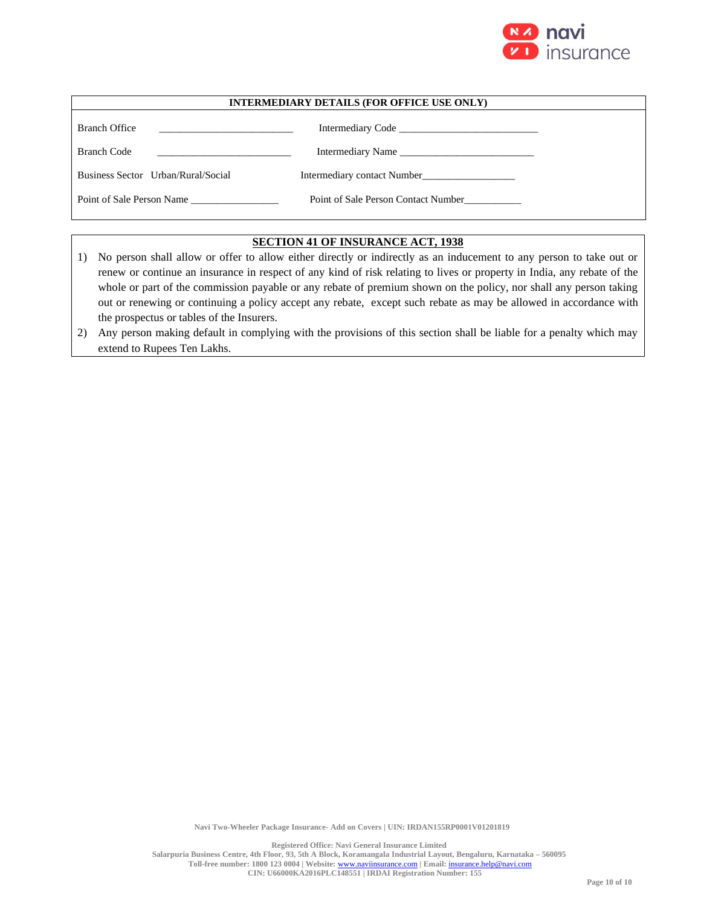**INTERMEDIARY DETAILS (FOR OFFICE USE ONLY)**

Branch Office ___________________________ Intermediary Code ___________________________

Branch Code ___________________________ Intermediary Name ___________________________

Business Sector Urban/Rural/Social Intermediary contact Number__________________

Point of Sale Person Name _________________ Point of Sale Person Contact Number___________

## SECTION 41 OF INSURANCE ACT, 1938

1) No person shall allow or offer to allow either directly or indirectly as an inducement to any person to take out or renew or continue an insurance in respect of any kind of risk relating to lives or property in India, any rebate of the whole or part of the commission payable or any rebate of premium shown on the policy, nor shall any person taking out or renewing or continuing a policy accept any rebate, except such rebate as may be allowed in accordance with the prospectus or tables of the Insurers.
2) Any person making default in complying with the provisions of this section shall be liable for a penalty which may extend to Rupees Ten Lakhs.